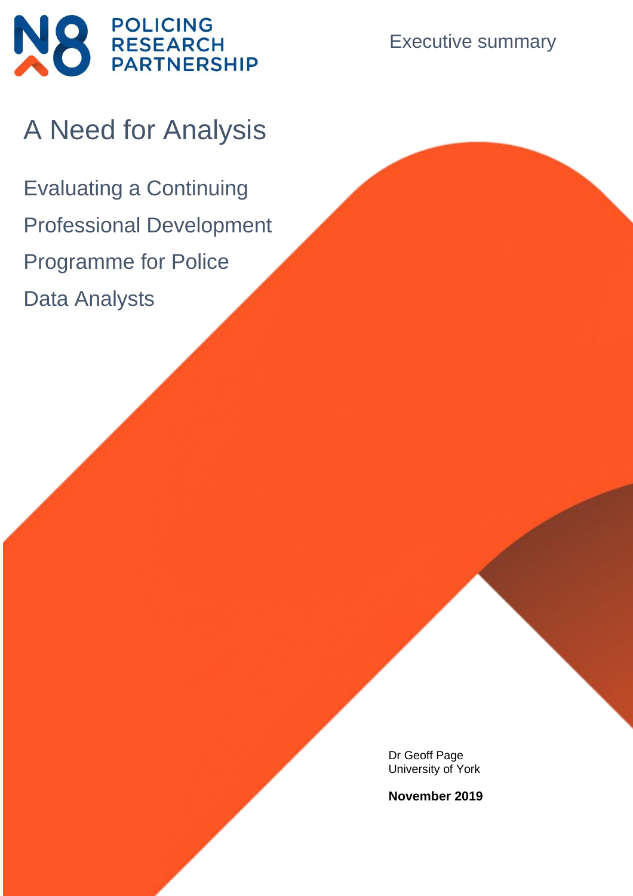N8 POLICING RESEARCH PARTNERSHIP

Executive summary

# A Need for Analysis

## Evaluating a Continuing Professional Development Programme for Police Data Analysts

Dr Geoff Page
University of York

**November 2019**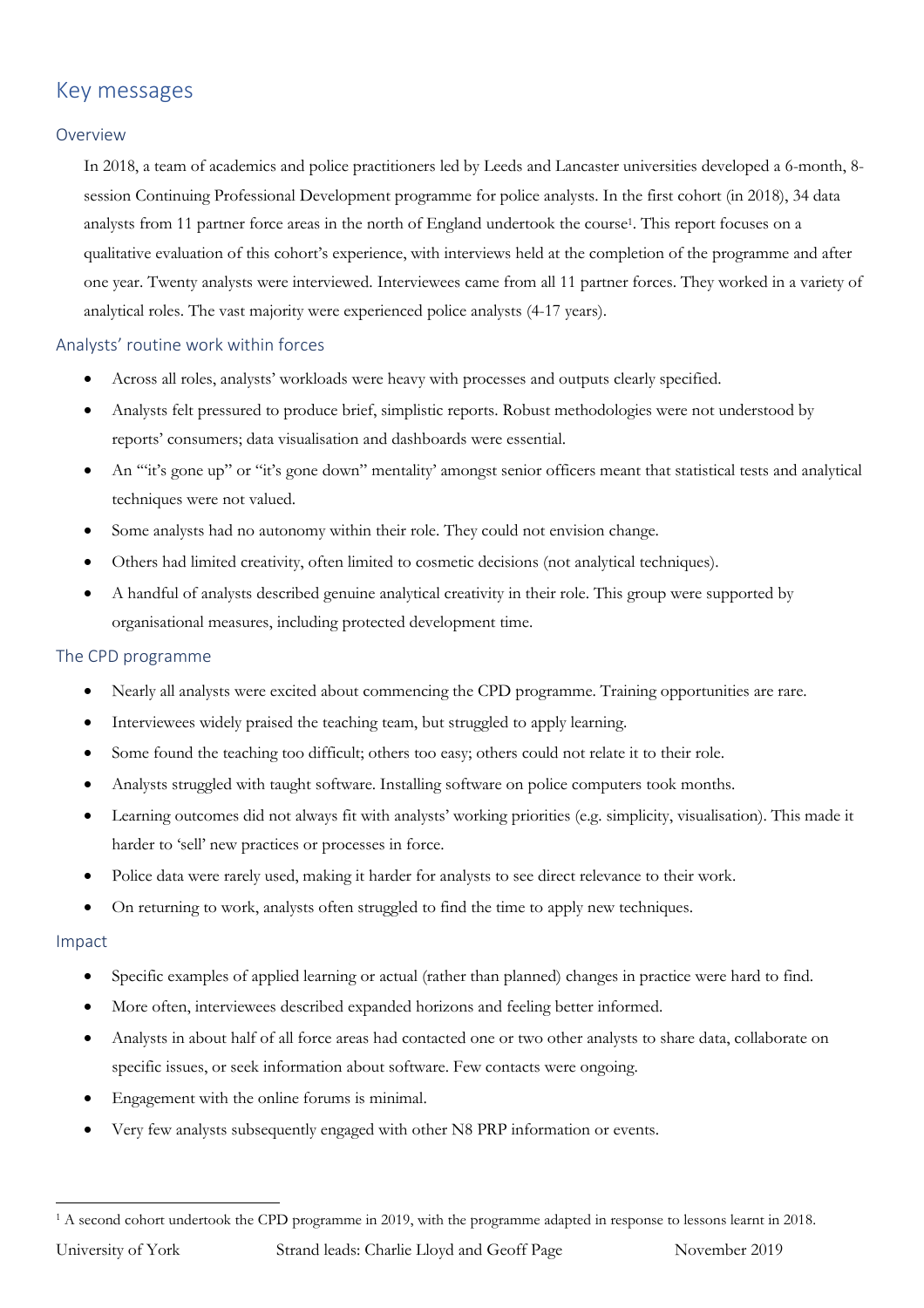# Key messages

## Overview

In 2018, a team of academics and police practitioners led by Leeds and Lancaster universities developed a 6-month, 8-session Continuing Professional Development programme for police analysts. In the first cohort (in 2018), 34 data analysts from 11 partner force areas in the north of England undertook the course[1]. This report focuses on a qualitative evaluation of this cohort's experience, with interviews held at the completion of the programme and after one year. Twenty analysts were interviewed. Interviewees came from all 11 partner forces. They worked in a variety of analytical roles. The vast majority were experienced police analysts (4-17 years).

## Analysts' routine work within forces

- Across all roles, analysts' workloads were heavy with processes and outputs clearly specified.
- Analysts felt pressured to produce brief, simplistic reports. Robust methodologies were not understood by reports' consumers; data visualisation and dashboards were essential.
- An '"it's gone up" or "it's gone down" mentality' amongst senior officers meant that statistical tests and analytical techniques were not valued.
- Some analysts had no autonomy within their role. They could not envision change.
- Others had limited creativity, often limited to cosmetic decisions (not analytical techniques).
- A handful of analysts described genuine analytical creativity in their role. This group were supported by organisational measures, including protected development time.

## The CPD programme

- Nearly all analysts were excited about commencing the CPD programme. Training opportunities are rare.
- Interviewees widely praised the teaching team, but struggled to apply learning.
- Some found the teaching too difficult; others too easy; others could not relate it to their role.
- Analysts struggled with taught software. Installing software on police computers took months.
- Learning outcomes did not always fit with analysts' working priorities (e.g. simplicity, visualisation). This made it harder to 'sell' new practices or processes in force.
- Police data were rarely used, making it harder for analysts to see direct relevance to their work.
- On returning to work, analysts often struggled to find the time to apply new techniques.

## Impact

- Specific examples of applied learning or actual (rather than planned) changes in practice were hard to find.
- More often, interviewees described expanded horizons and feeling better informed.
- Analysts in about half of all force areas had contacted one or two other analysts to share data, collaborate on specific issues, or seek information about software. Few contacts were ongoing.
- Engagement with the online forums is minimal.
- Very few analysts subsequently engaged with other N8 PRP information or events.

[1] A second cohort undertook the CPD programme in 2019, with the programme adapted in response to lessons learnt in 2018.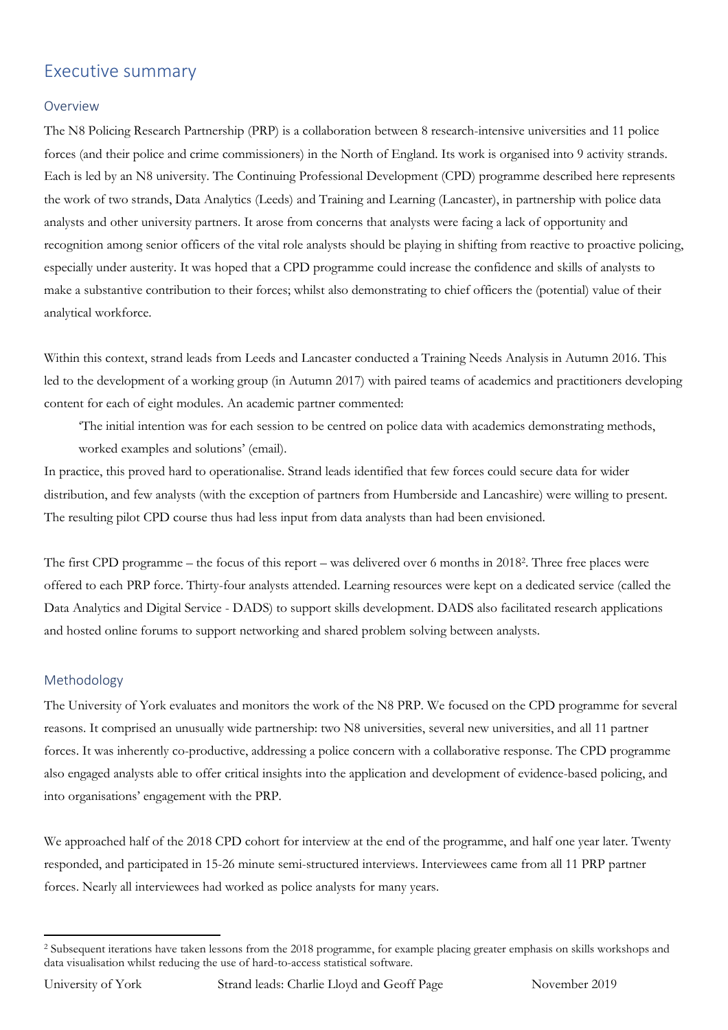# Executive summary

## Overview

The N8 Policing Research Partnership (PRP) is a collaboration between 8 research-intensive universities and 11 police forces (and their police and crime commissioners) in the North of England. Its work is organised into 9 activity strands. Each is led by an N8 university. The Continuing Professional Development (CPD) programme described here represents the work of two strands, Data Analytics (Leeds) and Training and Learning (Lancaster), in partnership with police data analysts and other university partners. It arose from concerns that analysts were facing a lack of opportunity and recognition among senior officers of the vital role analysts should be playing in shifting from reactive to proactive policing, especially under austerity. It was hoped that a CPD programme could increase the confidence and skills of analysts to make a substantive contribution to their forces; whilst also demonstrating to chief officers the (potential) value of their analytical workforce.

Within this context, strand leads from Leeds and Lancaster conducted a Training Needs Analysis in Autumn 2016. This led to the development of a working group (in Autumn 2017) with paired teams of academics and practitioners developing content for each of eight modules. An academic partner commented:

> 'The initial intention was for each session to be centred on police data with academics demonstrating methods, worked examples and solutions' (email).

In practice, this proved hard to operationalise. Strand leads identified that few forces could secure data for wider distribution, and few analysts (with the exception of partners from Humberside and Lancashire) were willing to present. The resulting pilot CPD course thus had less input from data analysts than had been envisioned.

The first CPD programme – the focus of this report – was delivered over 6 months in 2018[2]. Three free places were offered to each PRP force. Thirty-four analysts attended. Learning resources were kept on a dedicated service (called the Data Analytics and Digital Service - DADS) to support skills development. DADS also facilitated research applications and hosted online forums to support networking and shared problem solving between analysts.

## Methodology

The University of York evaluates and monitors the work of the N8 PRP. We focused on the CPD programme for several reasons. It comprised an unusually wide partnership: two N8 universities, several new universities, and all 11 partner forces. It was inherently co-productive, addressing a police concern with a collaborative response. The CPD programme also engaged analysts able to offer critical insights into the application and development of evidence-based policing, and into organisations' engagement with the PRP.

We approached half of the 2018 CPD cohort for interview at the end of the programme, and half one year later. Twenty responded, and participated in 15-26 minute semi-structured interviews. Interviewees came from all 11 PRP partner forces. Nearly all interviewees had worked as police analysts for many years.

[2] Subsequent iterations have taken lessons from the 2018 programme, for example placing greater emphasis on skills workshops and data visualisation whilst reducing the use of hard-to-access statistical software.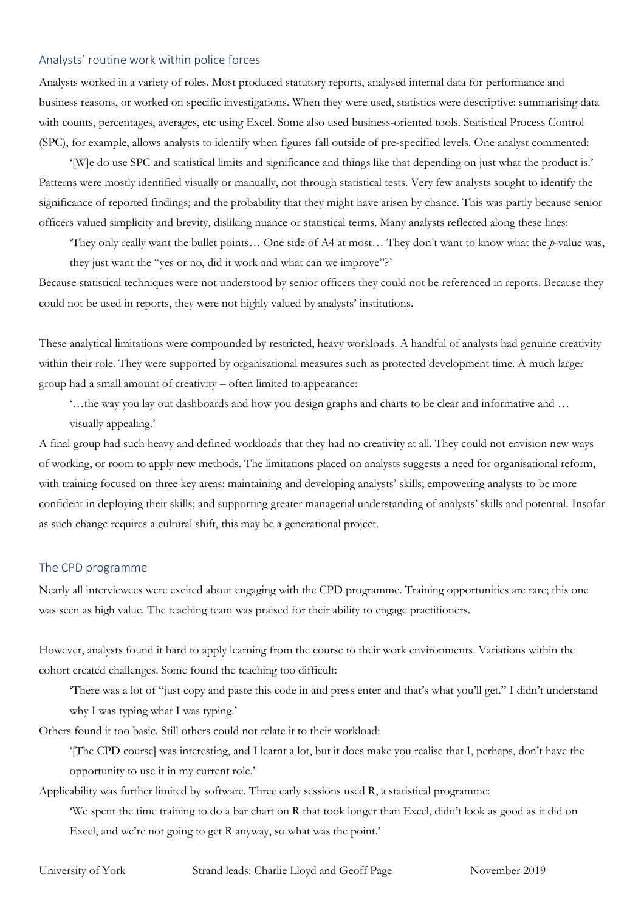## Analysts' routine work within police forces

Analysts worked in a variety of roles. Most produced statutory reports, analysed internal data for performance and business reasons, or worked on specific investigations. When they were used, statistics were descriptive: summarising data with counts, percentages, averages, etc using Excel. Some also used business-oriented tools. Statistical Process Control (SPC), for example, allows analysts to identify when figures fall outside of pre-specified levels. One analyst commented:

> '[W]e do use SPC and statistical limits and significance and things like that depending on just what the product is.'

Patterns were mostly identified visually or manually, not through statistical tests. Very few analysts sought to identify the significance of reported findings; and the probability that they might have arisen by chance. This was partly because senior officers valued simplicity and brevity, disliking nuance or statistical terms. Many analysts reflected along these lines:

> 'They only really want the bullet points… One side of A4 at most… They don't want to know what the *p*-value was, they just want the "yes or no, did it work and what can we improve"?'

Because statistical techniques were not understood by senior officers they could not be referenced in reports. Because they could not be used in reports, they were not highly valued by analysts' institutions.

These analytical limitations were compounded by restricted, heavy workloads. A handful of analysts had genuine creativity within their role. They were supported by organisational measures such as protected development time. A much larger group had a small amount of creativity – often limited to appearance:

> '…the way you lay out dashboards and how you design graphs and charts to be clear and informative and … visually appealing.'

A final group had such heavy and defined workloads that they had no creativity at all. They could not envision new ways of working, or room to apply new methods. The limitations placed on analysts suggests a need for organisational reform, with training focused on three key areas: maintaining and developing analysts' skills; empowering analysts to be more confident in deploying their skills; and supporting greater managerial understanding of analysts' skills and potential. Insofar as such change requires a cultural shift, this may be a generational project.

## The CPD programme

Nearly all interviewees were excited about engaging with the CPD programme. Training opportunities are rare; this one was seen as high value. The teaching team was praised for their ability to engage practitioners.

However, analysts found it hard to apply learning from the course to their work environments. Variations within the cohort created challenges. Some found the teaching too difficult:

> 'There was a lot of "just copy and paste this code in and press enter and that's what you'll get." I didn't understand why I was typing what I was typing.'

Others found it too basic. Still others could not relate it to their workload:

> '[The CPD course] was interesting, and I learnt a lot, but it does make you realise that I, perhaps, don't have the opportunity to use it in my current role.'

Applicability was further limited by software. Three early sessions used R, a statistical programme:

> 'We spent the time training to do a bar chart on R that took longer than Excel, didn't look as good as it did on Excel, and we're not going to get R anyway, so what was the point.'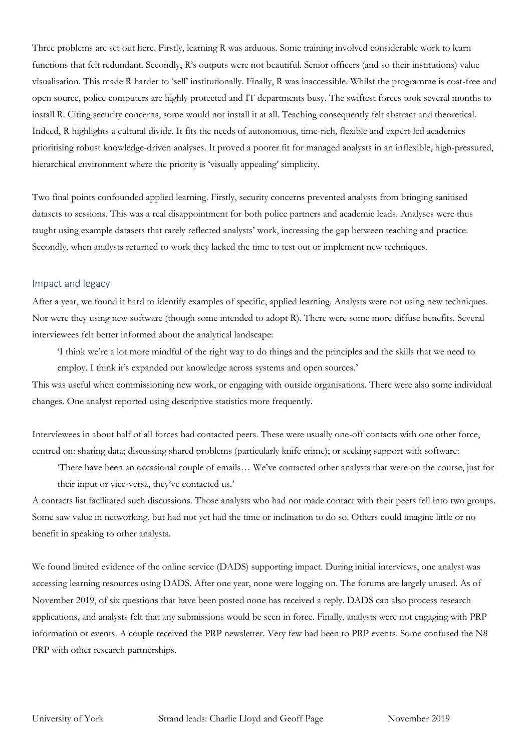Three problems are set out here. Firstly, learning R was arduous. Some training involved considerable work to learn functions that felt redundant. Secondly, R's outputs were not beautiful. Senior officers (and so their institutions) value visualisation. This made R harder to 'sell' institutionally. Finally, R was inaccessible. Whilst the programme is cost-free and open source, police computers are highly protected and IT departments busy. The swiftest forces took several months to install R. Citing security concerns, some would not install it at all. Teaching consequently felt abstract and theoretical. Indeed, R highlights a cultural divide. It fits the needs of autonomous, time-rich, flexible and expert-led academics prioritising robust knowledge-driven analyses. It proved a poorer fit for managed analysts in an inflexible, high-pressured, hierarchical environment where the priority is 'visually appealing' simplicity.

Two final points confounded applied learning. Firstly, security concerns prevented analysts from bringing sanitised datasets to sessions. This was a real disappointment for both police partners and academic leads. Analyses were thus taught using example datasets that rarely reflected analysts' work, increasing the gap between teaching and practice. Secondly, when analysts returned to work they lacked the time to test out or implement new techniques.

## Impact and legacy

After a year, we found it hard to identify examples of specific, applied learning. Analysts were not using new techniques. Nor were they using new software (though some intended to adopt R). There were some more diffuse benefits. Several interviewees felt better informed about the analytical landscape:

> 'I think we're a lot more mindful of the right way to do things and the principles and the skills that we need to employ. I think it's expanded our knowledge across systems and open sources.'

This was useful when commissioning new work, or engaging with outside organisations. There were also some individual changes. One analyst reported using descriptive statistics more frequently.

Interviewees in about half of all forces had contacted peers. These were usually one-off contacts with one other force, centred on: sharing data; discussing shared problems (particularly knife crime); or seeking support with software:

> 'There have been an occasional couple of emails… We've contacted other analysts that were on the course, just for their input or vice-versa, they've contacted us.'

A contacts list facilitated such discussions. Those analysts who had not made contact with their peers fell into two groups. Some saw value in networking, but had not yet had the time or inclination to do so. Others could imagine little or no benefit in speaking to other analysts.

We found limited evidence of the online service (DADS) supporting impact. During initial interviews, one analyst was accessing learning resources using DADS. After one year, none were logging on. The forums are largely unused. As of November 2019, of six questions that have been posted none has received a reply. DADS can also process research applications, and analysts felt that any submissions would be seen in force. Finally, analysts were not engaging with PRP information or events. A couple received the PRP newsletter. Very few had been to PRP events. Some confused the N8 PRP with other research partnerships.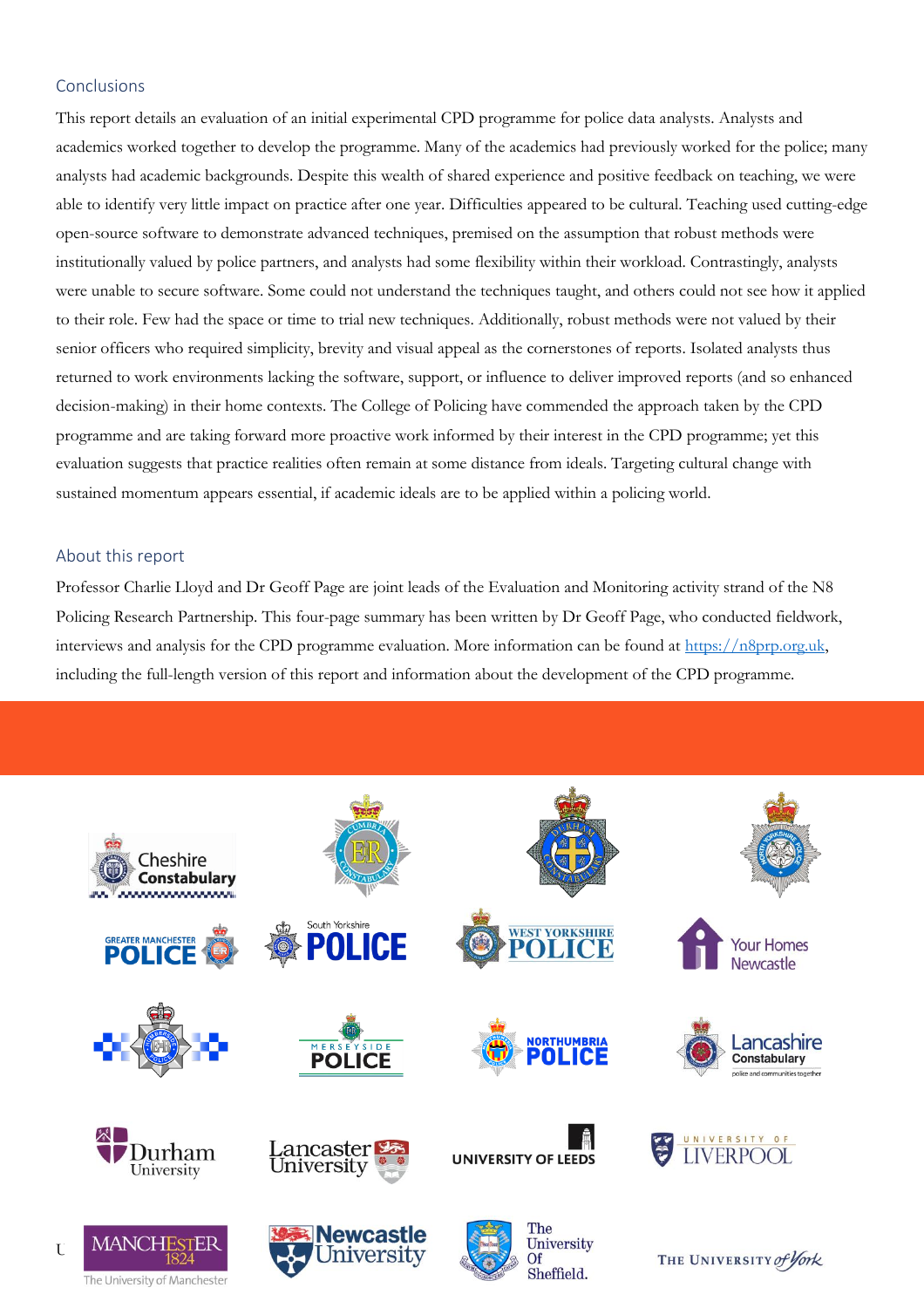## Conclusions

This report details an evaluation of an initial experimental CPD programme for police data analysts. Analysts and academics worked together to develop the programme. Many of the academics had previously worked for the police; many analysts had academic backgrounds. Despite this wealth of shared experience and positive feedback on teaching, we were able to identify very little impact on practice after one year. Difficulties appeared to be cultural. Teaching used cutting-edge open-source software to demonstrate advanced techniques, premised on the assumption that robust methods were institutionally valued by police partners, and analysts had some flexibility within their workload. Contrastingly, analysts were unable to secure software. Some could not understand the techniques taught, and others could not see how it applied to their role. Few had the space or time to trial new techniques. Additionally, robust methods were not valued by their senior officers who required simplicity, brevity and visual appeal as the cornerstones of reports. Isolated analysts thus returned to work environments lacking the software, support, or influence to deliver improved reports (and so enhanced decision-making) in their home contexts. The College of Policing have commended the approach taken by the CPD programme and are taking forward more proactive work informed by their interest in the CPD programme; yet this evaluation suggests that practice realities often remain at some distance from ideals. Targeting cultural change with sustained momentum appears essential, if academic ideals are to be applied within a policing world.

## About this report

Professor Charlie Lloyd and Dr Geoff Page are joint leads of the Evaluation and Monitoring activity strand of the N8 Policing Research Partnership. This four-page summary has been written by Dr Geoff Page, who conducted fieldwork, interviews and analysis for the CPD programme evaluation. More information can be found at https://n8prp.org.uk, including the full-length version of this report and information about the development of the CPD programme.